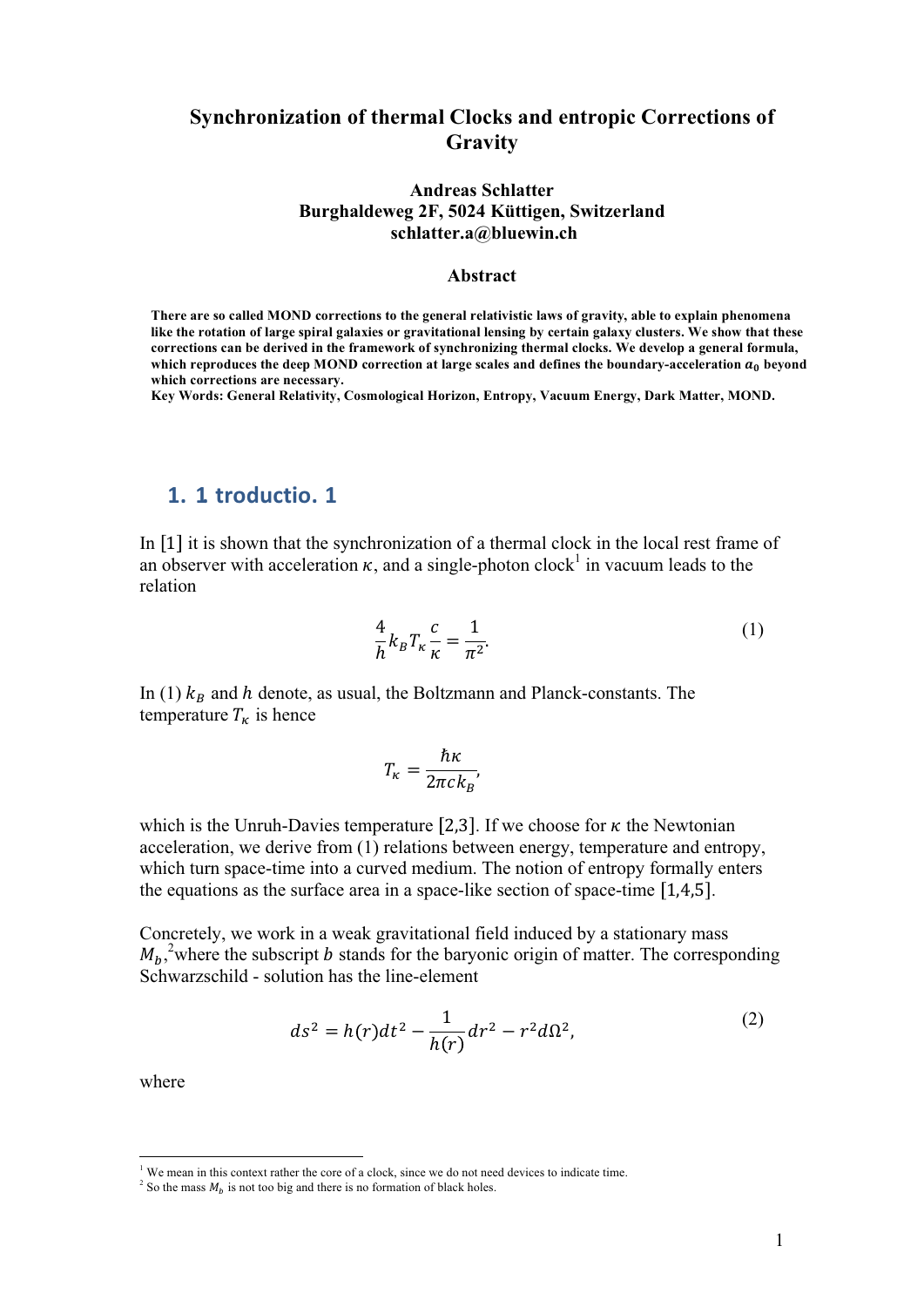# Synchronization of thermal Clocks and entropic Corrections of Gravity

**Andreas Schlatter**
**Burghaldeweg 2F, 5024 Küttigen, Switzerland**
**schlatter.a@bluewin.ch**

## Abstract

**There are so called MOND corrections to the general relativistic laws of gravity, able to explain phenomena like the rotation of large spiral galaxies or gravitational lensing by certain galaxy clusters. We show that these corrections can be derived in the framework of synchronizing thermal clocks. We develop a general formula, which reproduces the deep MOND correction at large scales and defines the boundary-acceleration $a_0$ beyond which corrections are necessary.**

**Key Words: General Relativity, Cosmological Horizon, Entropy, Vacuum Energy, Dark Matter, MOND.**

## 1. 1 troductio. 1

In [1] it is shown that the synchronization of a thermal clock in the local rest frame of an observer with acceleration $\kappa$, and a single-photon clock[1] in vacuum leads to the relation

$$\frac{4}{h} k_B T_\kappa \frac{c}{\kappa} = \frac{1}{\pi^2}. \tag{1}$$

In (1) $k_B$ and $h$ denote, as usual, the Boltzmann and Planck-constants. The temperature $T_\kappa$ is hence

$$T_\kappa = \frac{\hbar \kappa}{2\pi c k_B},$$

which is the Unruh-Davies temperature [2,3]. If we choose for $\kappa$ the Newtonian acceleration, we derive from (1) relations between energy, temperature and entropy, which turn space-time into a curved medium. The notion of entropy formally enters the equations as the surface area in a space-like section of space-time [1,4,5].

Concretely, we work in a weak gravitational field induced by a stationary mass $M_b$,[2] where the subscript $b$ stands for the baryonic origin of matter. The corresponding Schwarzschild - solution has the line-element

$$ds^2 = h(r)dt^2 - \frac{1}{h(r)} dr^2 - r^2 d\Omega^2, \tag{2}$$

where

---

[1] We mean in this context rather the core of a clock, since we do not need devices to indicate time.

[2] So the mass $M_b$ is not too big and there is no formation of black holes.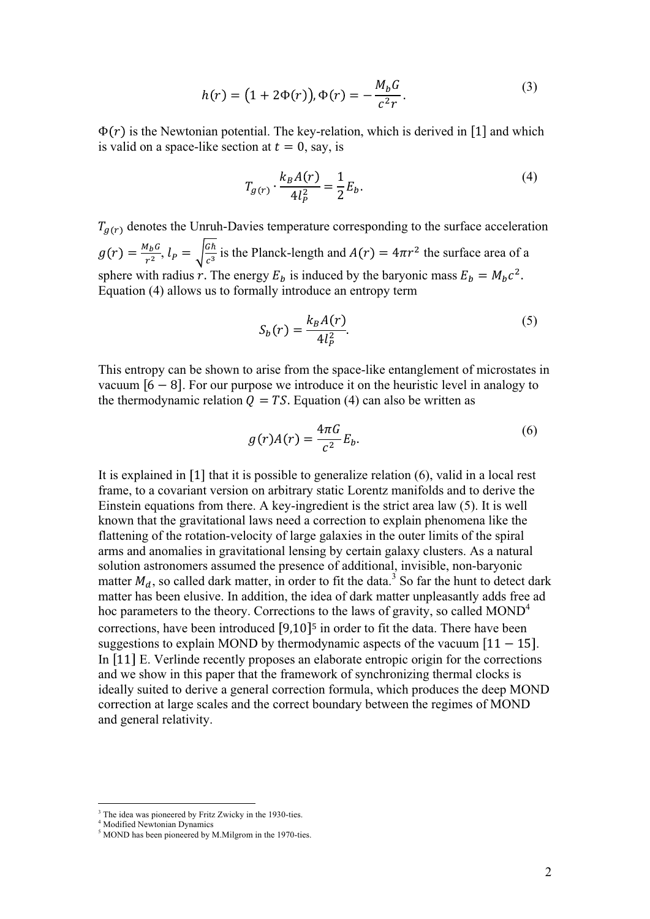$$h(r) = \big(1 + 2\Phi(r)\big), \Phi(r) = -\frac{M_b G}{c^2 r}. \tag{3}$$

$\Phi(r)$ is the Newtonian potential. The key-relation, which is derived in [1] and which is valid on a space-like section at $t = 0$, say, is

$$T_{g(r)} \cdot \frac{k_B A(r)}{4 l_P^2} = \frac{1}{2} E_b. \tag{4}$$

$T_{g(r)}$ denotes the Unruh-Davies temperature corresponding to the surface acceleration $g(r) = \frac{M_b G}{r^2}$, $l_P = \sqrt{\frac{G\hbar}{c^3}}$ is the Planck-length and $A(r) = 4\pi r^2$ the surface area of a sphere with radius $r$. The energy $E_b$ is induced by the baryonic mass $E_b = M_b c^2$. Equation (4) allows us to formally introduce an entropy term

$$S_b(r) = \frac{k_B A(r)}{4 l_P^2}. \tag{5}$$

This entropy can be shown to arise from the space-like entanglement of microstates in vacuum [6 − 8]. For our purpose we introduce it on the heuristic level in analogy to the thermodynamic relation $Q = TS$. Equation (4) can also be written as

$$g(r) A(r) = \frac{4\pi G}{c^2} E_b. \tag{6}$$

It is explained in [1] that it is possible to generalize relation (6), valid in a local rest frame, to a covariant version on arbitrary static Lorentz manifolds and to derive the Einstein equations from there. A key-ingredient is the strict area law (5). It is well known that the gravitational laws need a correction to explain phenomena like the flattening of the rotation-velocity of large galaxies in the outer limits of the spiral arms and anomalies in gravitational lensing by certain galaxy clusters. As a natural solution astronomers assumed the presence of additional, invisible, non-baryonic matter $M_d$, so called dark matter, in order to fit the data.[3] So far the hunt to detect dark matter has been elusive. In addition, the idea of dark matter unpleasantly adds free ad hoc parameters to the theory. Corrections to the laws of gravity, so called MOND[4] corrections, have been introduced [9,10][5] in order to fit the data. There have been suggestions to explain MOND by thermodynamic aspects of the vacuum [11 − 15]. In [11] E. Verlinde recently proposes an elaborate entropic origin for the corrections and we show in this paper that the framework of synchronizing thermal clocks is ideally suited to derive a general correction formula, which produces the deep MOND correction at large scales and the correct boundary between the regimes of MOND and general relativity.

---

[3] The idea was pioneered by Fritz Zwicky in the 1930-ties.

[4] Modified Newtonian Dynamics

[5] MOND has been pioneered by M.Milgrom in the 1970-ties.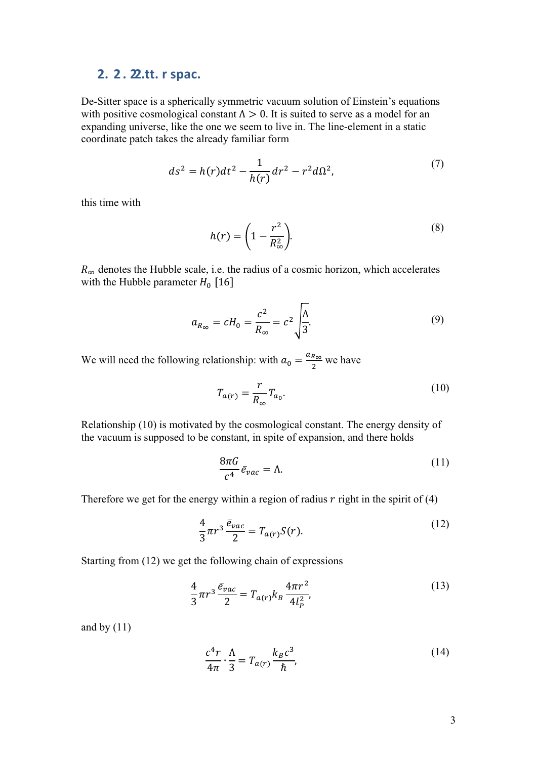## 2. 2 . 22.tt. r spac.

De-Sitter space is a spherically symmetric vacuum solution of Einstein's equations with positive cosmological constant $\Lambda > 0$. It is suited to serve as a model for an expanding universe, like the one we seem to live in. The line-element in a static coordinate patch takes the already familiar form

$$ds^2 = h(r)dt^2 - \frac{1}{h(r)}dr^2 - r^2 d\Omega^2, \tag{7}$$

this time with

$$h(r) = \left(1 - \frac{r^2}{R_\infty^2}\right). \tag{8}$$

$R_\infty$ denotes the Hubble scale, i.e. the radius of a cosmic horizon, which accelerates with the Hubble parameter $H_0$ [16]

$$a_{R_\infty} = cH_0 = \frac{c^2}{R_\infty} = c^2\sqrt{\frac{\Lambda}{3}}. \tag{9}$$

We will need the following relationship: with $a_0 = \frac{a_{R_\infty}}{2}$ we have

$$T_{a(r)} = \frac{r}{R_\infty} T_{a_0}. \tag{10}$$

Relationship (10) is motivated by the cosmological constant. The energy density of the vacuum is supposed to be constant, in spite of expansion, and there holds

$$\frac{8\pi G}{c^4}\bar{e}_{vac} = \Lambda. \tag{11}$$

Therefore we get for the energy within a region of radius $r$ right in the spirit of (4)

$$\frac{4}{3}\pi r^3 \frac{\bar{e}_{vac}}{2} = T_{a(r)} S(r). \tag{12}$$

Starting from (12) we get the following chain of expressions

$$\frac{4}{3}\pi r^3 \frac{\bar{e}_{vac}}{2} = T_{a(r)} k_B \frac{4\pi r^2}{4 l_P^2}, \tag{13}$$

and by (11)

$$\frac{c^4 r}{4\pi} \cdot \frac{\Lambda}{3} = T_{a(r)} \frac{k_B c^3}{\hbar}, \tag{14}$$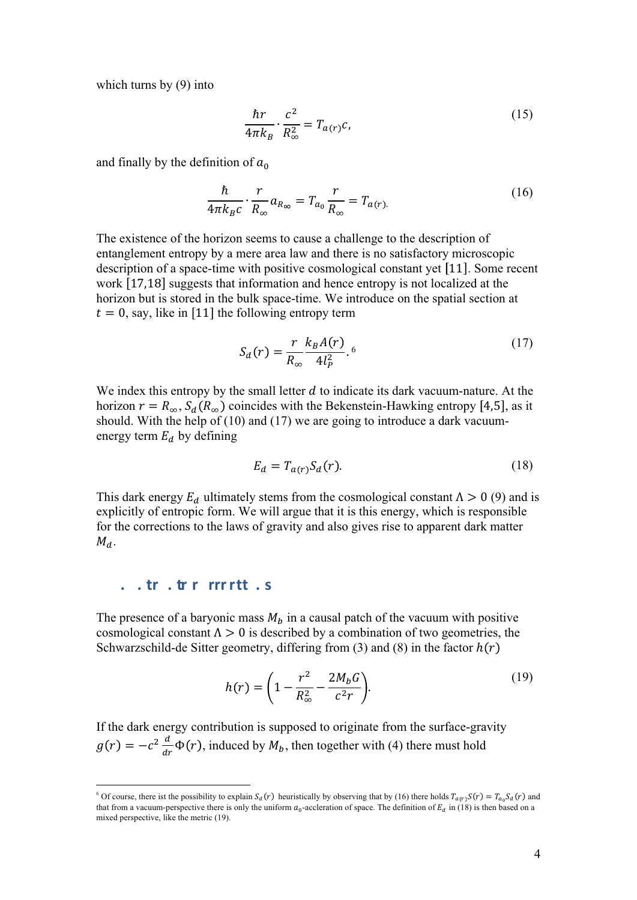which turns by (9) into

$$\frac{\hbar r}{4\pi k_B} \cdot \frac{c^2}{R_\infty^2} = T_{a(r)}c, \tag{15}$$

and finally by the definition of $a_0$

$$\frac{\hbar}{4\pi k_B c} \cdot \frac{r}{R_\infty} a_{R_\infty} = T_{a_0} \frac{r}{R_\infty} = T_{a(r)}. \tag{16}$$

The existence of the horizon seems to cause a challenge to the description of entanglement entropy by a mere area law and there is no satisfactory microscopic description of a space-time with positive cosmological constant yet [11]. Some recent work [17,18] suggests that information and hence entropy is not localized at the horizon but is stored in the bulk space-time. We introduce on the spatial section at $t = 0$, say, like in [11] the following entropy term

$$S_d(r) = \frac{r}{R_\infty} \frac{k_B A(r)}{4 l_P^2}.\text{ [6]} \tag{17}$$

We index this entropy by the small letter $d$ to indicate its dark vacuum-nature. At the horizon $r = R_\infty$, $S_d(R_\infty)$ coincides with the Bekenstein-Hawking entropy [4,5], as it should. With the help of (10) and (17) we are going to introduce a dark vacuum-energy term $E_d$ by defining

$$E_d = T_{a(r)} S_d(r). \tag{18}$$

This dark energy $E_d$ ultimately stems from the cosmological constant $\Lambda > 0$ (9) and is explicitly of entropic form. We will argue that it is this energy, which is responsible for the corrections to the laws of gravity and also gives rise to apparent dark matter $M_d$.

## . . tr . tr r rrr rtt . s

The presence of a baryonic mass $M_b$ in a causal patch of the vacuum with positive cosmological constant $\Lambda > 0$ is described by a combination of two geometries, the Schwarzschild-de Sitter geometry, differing from (3) and (8) in the factor $h(r)$

$$h(r) = \left(1 - \frac{r^2}{R_\infty^2} - \frac{2M_b G}{c^2 r}\right). \tag{19}$$

If the dark energy contribution is supposed to originate from the surface-gravity $g(r) = -c^2 \frac{d}{dr}\Phi(r)$, induced by $M_b$, then together with (4) there must hold

[6] Of course, there ist the possibility to explain $S_d(r)$ heuristically by observing that by (16) there holds $T_{a(r)}S(r) = T_{a_0}S_d(r)$ and that from a vacuum-perspective there is only the uniform $a_0$-acceleration of space. The definition of $E_d$ in (18) is then based on a mixed perspective, like the metric (19).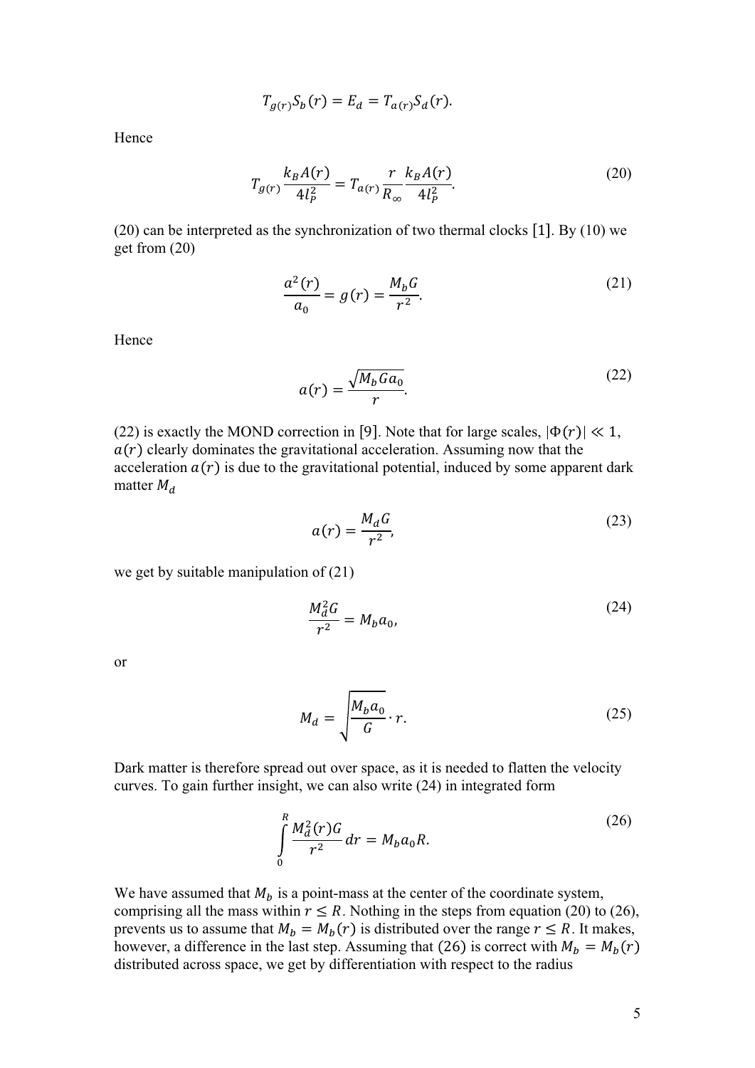$$T_{g(r)} S_b(r) = E_d = T_{a(r)} S_d(r).$$

Hence

$$T_{g(r)} \frac{k_B A(r)}{4 l_P^2} = T_{a(r)} \frac{r}{R_\infty} \frac{k_B A(r)}{4 l_P^2}. \tag{20}$$

(20) can be interpreted as the synchronization of two thermal clocks [1]. By (10) we get from (20)

$$\frac{a^2(r)}{a_0} = g(r) = \frac{M_b G}{r^2}. \tag{21}$$

Hence

$$a(r) = \frac{\sqrt{M_b G a_0}}{r}. \tag{22}$$

(22) is exactly the MOND correction in [9]. Note that for large scales, $|\Phi(r)| \ll 1$, $a(r)$ clearly dominates the gravitational acceleration. Assuming now that the acceleration $a(r)$ is due to the gravitational potential, induced by some apparent dark matter $M_d$

$$a(r) = \frac{M_d G}{r^2}, \tag{23}$$

we get by suitable manipulation of (21)

$$\frac{M_d^2 G}{r^2} = M_b a_0, \tag{24}$$

or

$$M_d = \sqrt{\frac{M_b a_0}{G}} \cdot r. \tag{25}$$

Dark matter is therefore spread out over space, as it is needed to flatten the velocity curves. To gain further insight, we can also write (24) in integrated form

$$\int_0^R \frac{M_d^2(r) G}{r^2} dr = M_b a_0 R. \tag{26}$$

We have assumed that $M_b$ is a point-mass at the center of the coordinate system, comprising all the mass within $r \leq R$. Nothing in the steps from equation (20) to (26), prevents us to assume that $M_b = M_b(r)$ is distributed over the range $r \leq R$. It makes, however, a difference in the last step. Assuming that (26) is correct with $M_b = M_b(r)$ distributed across space, we get by differentiation with respect to the radius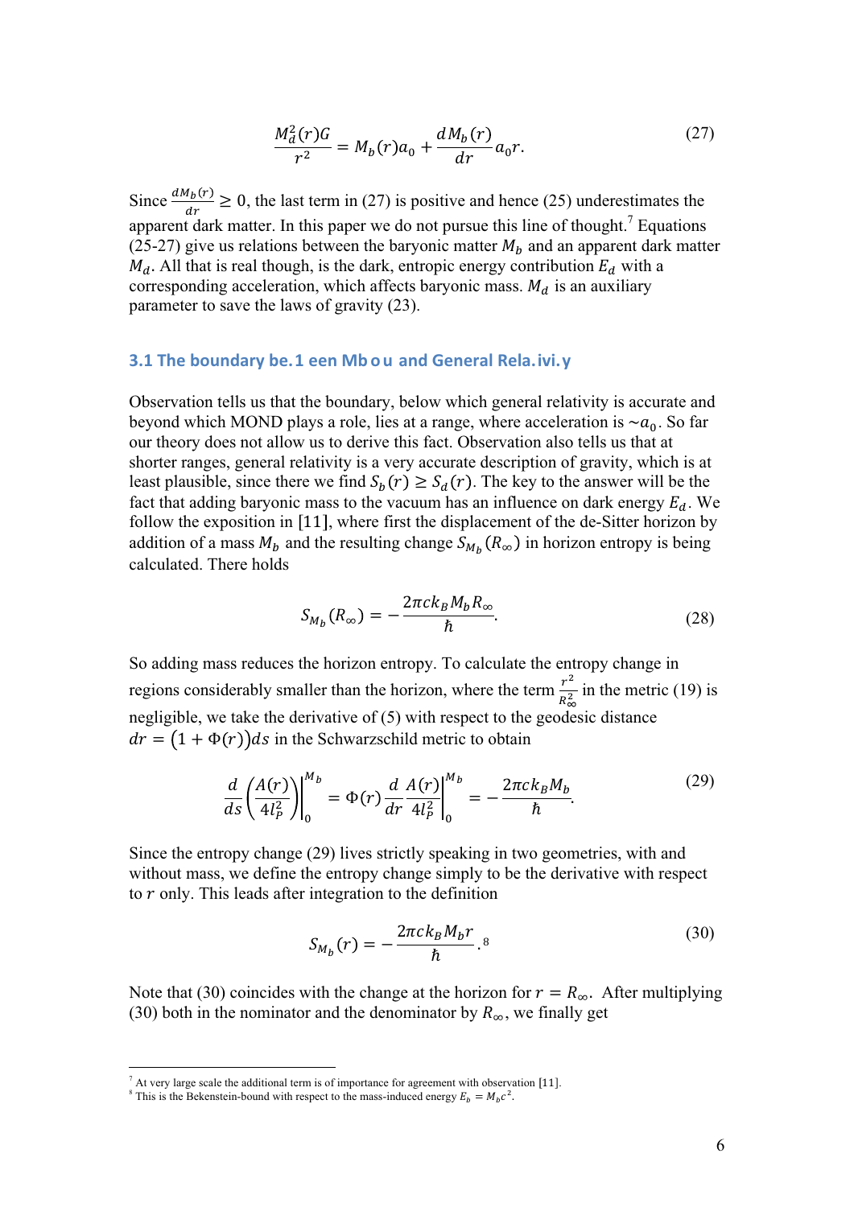$$\frac{M_d^2(r)G}{r^2} = M_b(r)a_0 + \frac{dM_b(r)}{dr}a_0 r. \tag{27}$$

Since $\frac{dM_b(r)}{dr} \geq 0$, the last term in (27) is positive and hence (25) underestimates the apparent dark matter. In this paper we do not pursue this line of thought.[7] Equations (25-27) give us relations between the baryonic matter $M_b$ and an apparent dark matter $M_d$. All that is real though, is the dark, entropic energy contribution $E_d$ with a corresponding acceleration, which affects baryonic mass. $M_d$ is an auxiliary parameter to save the laws of gravity (23).

### 3.1 The boundary be.1 een Mb o u and General Rela.ivi.y

Observation tells us that the boundary, below which general relativity is accurate and beyond which MOND plays a role, lies at a range, where acceleration is $\sim a_0$. So far our theory does not allow us to derive this fact. Observation also tells us that at shorter ranges, general relativity is a very accurate description of gravity, which is at least plausible, since there we find $S_b(r) \geq S_d(r)$. The key to the answer will be the fact that adding baryonic mass to the vacuum has an influence on dark energy $E_d$. We follow the exposition in [11], where first the displacement of the de-Sitter horizon by addition of a mass $M_b$ and the resulting change $S_{M_b}(R_\infty)$ in horizon entropy is being calculated. There holds

$$S_{M_b}(R_\infty) = -\frac{2\pi c k_B M_b R_\infty}{\hbar}. \tag{28}$$

So adding mass reduces the horizon entropy. To calculate the entropy change in regions considerably smaller than the horizon, where the term $\frac{r^2}{R_\infty^2}$ in the metric (19) is negligible, we take the derivative of (5) with respect to the geodesic distance $dr = (1 + \Phi(r))ds$ in the Schwarzschild metric to obtain

$$\frac{d}{ds}\left(\frac{A(r)}{4l_P^2}\right)\Bigg|_0^{M_b} = \Phi(r)\frac{d}{dr}\frac{A(r)}{4l_P^2}\Bigg|_0^{M_b} = -\frac{2\pi c k_B M_b}{\hbar}. \tag{29}$$

Since the entropy change (29) lives strictly speaking in two geometries, with and without mass, we define the entropy change simply to be the derivative with respect to $r$ only. This leads after integration to the definition

$$S_{M_b}(r) = -\frac{2\pi c k_B M_b r}{\hbar}.\text{[8]} \tag{30}$$

Note that (30) coincides with the change at the horizon for $r = R_\infty$. After multiplying (30) both in the nominator and the denominator by $R_\infty$, we finally get

---

[7] At very large scale the additional term is of importance for agreement with observation [11].

[8] This is the Bekenstein-bound with respect to the mass-induced energy $E_b = M_b c^2$.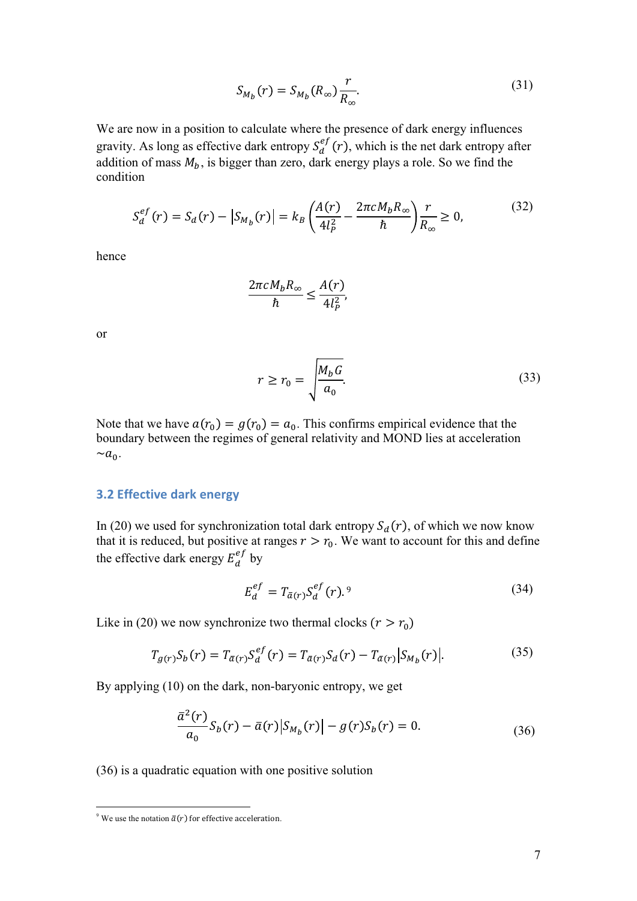$$S_{M_b}(r) = S_{M_b}(R_\infty)\frac{r}{R_\infty}. \tag{31}$$

We are now in a position to calculate where the presence of dark energy influences gravity. As long as effective dark entropy $S_d^{ef}(r)$, which is the net dark entropy after addition of mass $M_b$, is bigger than zero, dark energy plays a role. So we find the condition

$$S_d^{ef}(r) = S_d(r) - |S_{M_b}(r)| = k_B\left(\frac{A(r)}{4l_P^2} - \frac{2\pi c M_b R_\infty}{\hbar}\right)\frac{r}{R_\infty} \geq 0, \tag{32}$$

hence

$$\frac{2\pi c M_b R_\infty}{\hbar} \leq \frac{A(r)}{4l_P^2},$$

or

$$r \geq r_0 = \sqrt{\frac{M_b G}{a_0}}. \tag{33}$$

Note that we have $a(r_0) = g(r_0) = a_0$. This confirms empirical evidence that the boundary between the regimes of general relativity and MOND lies at acceleration $\sim a_0$.

### 3.2 Effective dark energy

In (20) we used for synchronization total dark entropy $S_d(r)$, of which we now know that it is reduced, but positive at ranges $r > r_0$. We want to account for this and define the effective dark energy $E_d^{ef}$ by

$$E_d^{ef} = T_{\bar{a}(r)} S_d^{ef}(r).[9] \tag{34}$$

Like in (20) we now synchronize two thermal clocks ($r > r_0$)

$$T_{g(r)}S_b(r) = T_{\bar{a}(r)}S_d^{ef}(r) = T_{\bar{a}(r)}S_d(r) - T_{\bar{a}(r)}|S_{M_b}(r)|. \tag{35}$$

By applying (10) on the dark, non-baryonic entropy, we get

$$\frac{\bar{a}^2(r)}{a_0}S_b(r) - \bar{a}(r)|S_{M_b}(r)| - g(r)S_b(r) = 0. \tag{36}$$

(36) is a quadratic equation with one positive solution

[9] We use the notation $\bar{a}(r)$ for effective acceleration.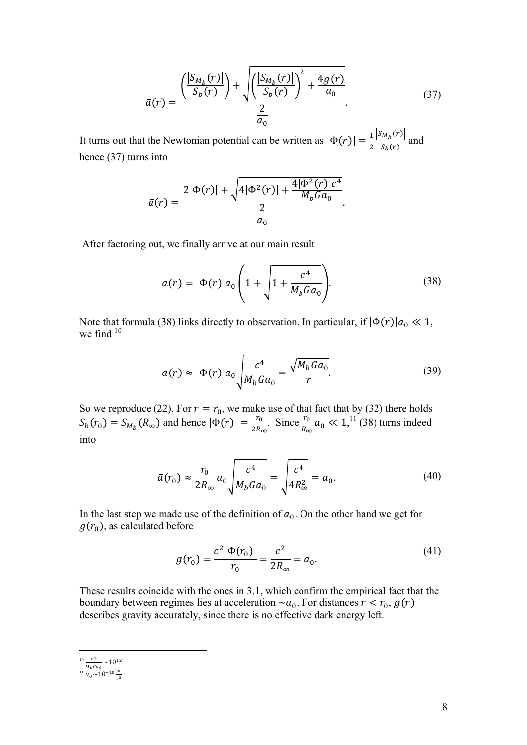$$\bar{a}(r) = \frac{\left(\frac{|S_{M_b}(r)|}{S_b(r)}\right) + \sqrt{\left(\frac{|S_{M_b}(r)|}{S_b(r)}\right)^2 + \frac{4g(r)}{a_0}}}{\frac{2}{a_0}}. \tag{37}$$

It turns out that the Newtonian potential can be written as $|\Phi(r)| = \frac{1}{2}\frac{|S_{M_b}(r)|}{S_b(r)}$ and hence (37) turns into

$$\bar{a}(r) = \frac{2|\Phi(r)| + \sqrt{4|\Phi^2(r)| + \frac{4|\Phi^2(r)|c^4}{M_b G a_0}}}{\frac{2}{a_0}}.$$

After factoring out, we finally arrive at our main result

$$\bar{a}(r) = |\Phi(r)|a_0\left(1 + \sqrt{1 + \frac{c^4}{M_b G a_0}}\right). \tag{38}$$

Note that formula (38) links directly to observation. In particular, if $|\Phi(r)|a_0 \ll 1$, we find [10]

$$\bar{a}(r) \approx |\Phi(r)|a_0\sqrt{\frac{c^4}{M_b G a_0}} = \frac{\sqrt{M_b G a_0}}{r}. \tag{39}$$

So we reproduce (22). For $r = r_0$, we make use of that fact that by (32) there holds $S_b(r_0) = S_{M_b}(R_\infty)$ and hence $|\Phi(r)| = \frac{r_0}{2R_\infty}$. Since $\frac{r_0}{R_\infty}a_0 \ll 1$,[11] (38) turns indeed into

$$\bar{a}(r_0) \approx \frac{r_0}{2R_\infty}a_0\sqrt{\frac{c^4}{M_b G a_0}} = \sqrt{\frac{c^4}{4R_\infty^2}} = a_0. \tag{40}$$

In the last step we made use of the definition of $a_0$. On the other hand we get for $g(r_0)$, as calculated before

$$g(r_0) = \frac{c^2|\Phi(r_0)|}{r_0} = \frac{c^2}{2R_\infty} = a_0. \tag{41}$$

These results coincide with the ones in 3.1, which confirm the empirical fact that the boundary between regimes lies at acceleration $\sim a_0$. For distances $r < r_0$, $g(r)$ describes gravity accurately, since there is no effective dark energy left.

---

[10] $\frac{c^4}{M_b G a_0} \sim 10^{12}$

[11] $a_0 \sim 10^{-10}\,\frac{m}{s^2}$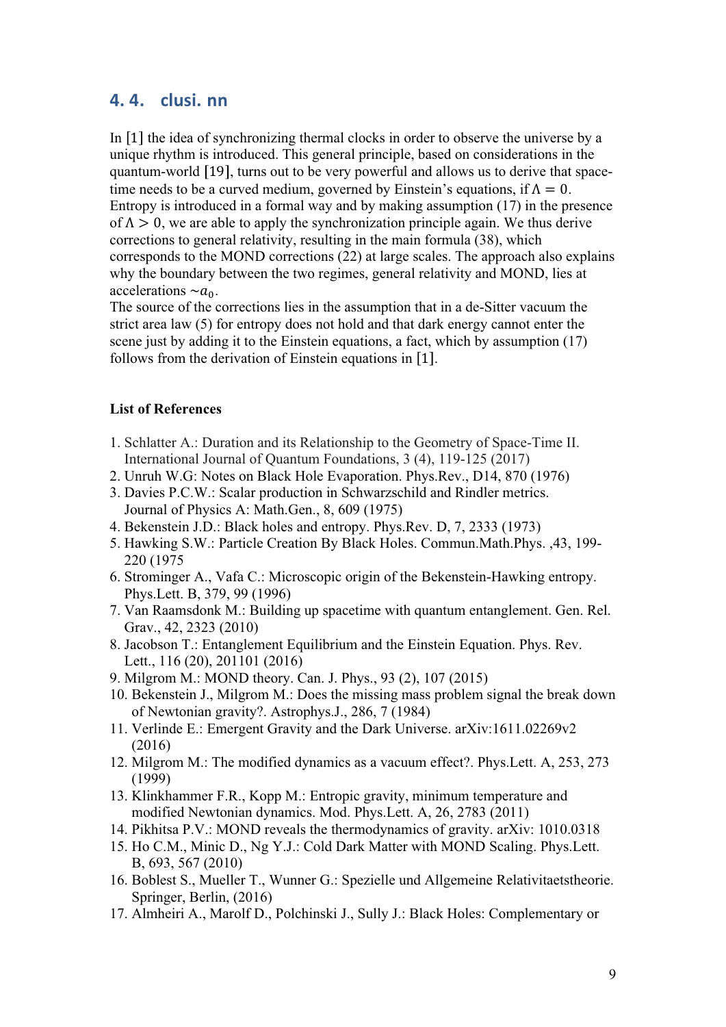## 4. 4. clusi. nn

In [1] the idea of synchronizing thermal clocks in order to observe the universe by a unique rhythm is introduced. This general principle, based on considerations in the quantum-world [19], turns out to be very powerful and allows us to derive that space-time needs to be a curved medium, governed by Einstein's equations, if $\Lambda = 0$. Entropy is introduced in a formal way and by making assumption (17) in the presence of $\Lambda > 0$, we are able to apply the synchronization principle again. We thus derive corrections to general relativity, resulting in the main formula (38), which corresponds to the MOND corrections (22) at large scales. The approach also explains why the boundary between the two regimes, general relativity and MOND, lies at accelerations $\sim a_0$.
The source of the corrections lies in the assumption that in a de-Sitter vacuum the strict area law (5) for entropy does not hold and that dark energy cannot enter the scene just by adding it to the Einstein equations, a fact, which by assumption (17) follows from the derivation of Einstein equations in [1].

**List of References**

1. Schlatter A.: Duration and its Relationship to the Geometry of Space-Time II. International Journal of Quantum Foundations, 3 (4), 119-125 (2017)
2. Unruh W.G: Notes on Black Hole Evaporation. Phys.Rev., D14, 870 (1976)
3. Davies P.C.W.: Scalar production in Schwarzschild and Rindler metrics. Journal of Physics A: Math.Gen., 8, 609 (1975)
4. Bekenstein J.D.: Black holes and entropy. Phys.Rev. D, 7, 2333 (1973)
5. Hawking S.W.: Particle Creation By Black Holes. Commun.Math.Phys. ,43, 199-220 (1975
6. Strominger A., Vafa C.: Microscopic origin of the Bekenstein-Hawking entropy. Phys.Lett. B, 379, 99 (1996)
7. Van Raamsdonk M.: Building up spacetime with quantum entanglement. Gen. Rel. Grav., 42, 2323 (2010)
8. Jacobson T.: Entanglement Equilibrium and the Einstein Equation. Phys. Rev. Lett., 116 (20), 201101 (2016)
9. Milgrom M.: MOND theory. Can. J. Phys., 93 (2), 107 (2015)
10. Bekenstein J., Milgrom M.: Does the missing mass problem signal the break down of Newtonian gravity?. Astrophys.J., 286, 7 (1984)
11. Verlinde E.: Emergent Gravity and the Dark Universe. arXiv:1611.02269v2 (2016)
12. Milgrom M.: The modified dynamics as a vacuum effect?. Phys.Lett. A, 253, 273 (1999)
13. Klinkhammer F.R., Kopp M.: Entropic gravity, minimum temperature and modified Newtonian dynamics. Mod. Phys.Lett. A, 26, 2783 (2011)
14. Pikhitsa P.V.: MOND reveals the thermodynamics of gravity. arXiv: 1010.0318
15. Ho C.M., Minic D., Ng Y.J.: Cold Dark Matter with MOND Scaling. Phys.Lett. B, 693, 567 (2010)
16. Boblest S., Mueller T., Wunner G.: Spezielle und Allgemeine Relativitaetstheorie. Springer, Berlin, (2016)
17. Almheiri A., Marolf D., Polchinski J., Sully J.: Black Holes: Complementary or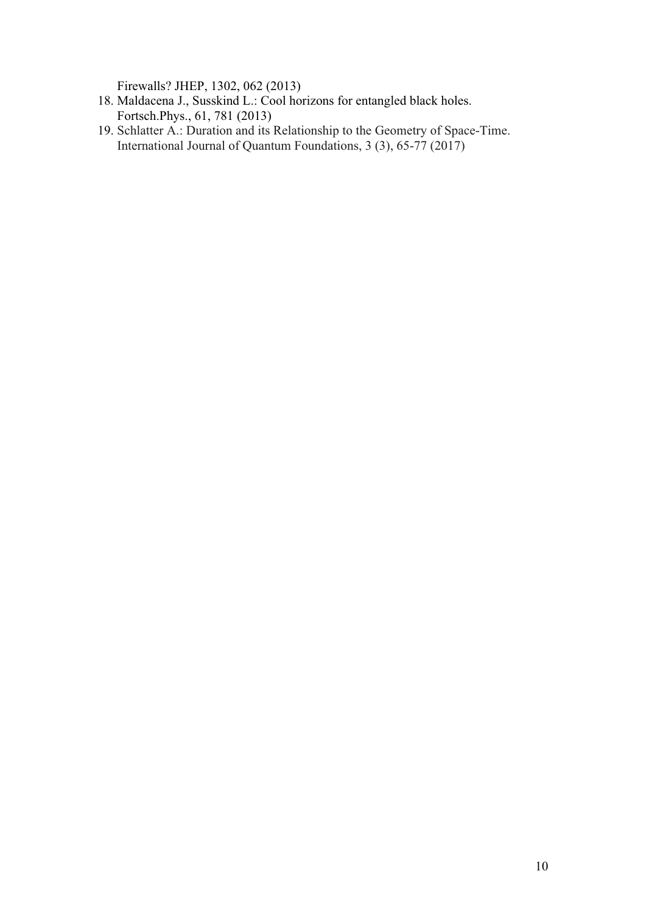Firewalls? JHEP, 1302, 062 (2013)

18. Maldacena J., Susskind L.: Cool horizons for entangled black holes. Fortsch.Phys., 61, 781 (2013)
19. Schlatter A.: Duration and its Relationship to the Geometry of Space-Time. International Journal of Quantum Foundations, 3 (3), 65-77 (2017)